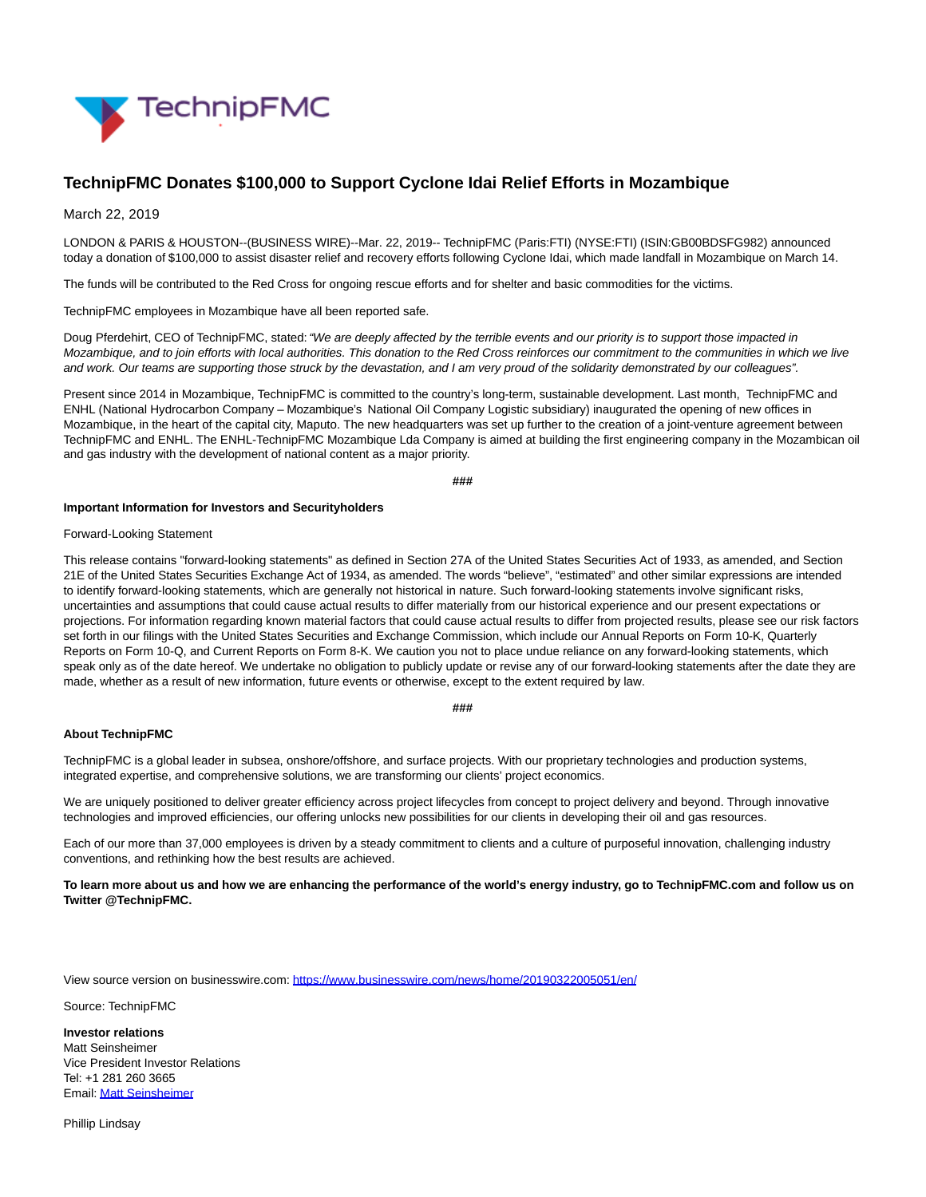# TechnipFMC Donates $100,000 to Support Cyclone Idai Relief Efforts in Mozambique

March 22, 2019

LONDON & PARIS & HOUSTON--(BUSINESS WIRE)--Mar. 22, 2019-- TechnipFMC (Paris:FTI) (NYSE:FTI) (ISIN:GB00BDSFG982) announced today a donation of $100,000 to assist disaster relief and recovery efforts following Cyclone Idai, which made landfall in Mozambique on March 14.

The funds will be contributed to the Red Cross for ongoing rescue efforts and for shelter and basic commodities for the victims.

TechnipFMC employees in Mozambique have all been reported safe.

Doug Pferdehirt, CEO of TechnipFMC, stated: *"We are deeply affected by the terrible events and our priority is to support those impacted in Mozambique, and to join efforts with local authorities. This donation to the Red Cross reinforces our commitment to the communities in which we live and work. Our teams are supporting those struck by the devastation, and I am very proud of the solidarity demonstrated by our colleagues".*

Present since 2014 in Mozambique, TechnipFMC is committed to the country's long-term, sustainable development. Last month, TechnipFMC and ENHL (National Hydrocarbon Company – Mozambique's National Oil Company Logistic subsidiary) inaugurated the opening of new offices in Mozambique, in the heart of the capital city, Maputo. The new headquarters was set up further to the creation of a joint-venture agreement between TechnipFMC and ENHL. The ENHL-TechnipFMC Mozambique Lda Company is aimed at building the first engineering company in the Mozambican oil and gas industry with the development of national content as a major priority.

###

**Important Information for Investors and Securityholders**

Forward-Looking Statement

This release contains "forward-looking statements" as defined in Section 27A of the United States Securities Act of 1933, as amended, and Section 21E of the United States Securities Exchange Act of 1934, as amended. The words "believe", "estimated" and other similar expressions are intended to identify forward-looking statements, which are generally not historical in nature. Such forward-looking statements involve significant risks, uncertainties and assumptions that could cause actual results to differ materially from our historical experience and our present expectations or projections. For information regarding known material factors that could cause actual results to differ from projected results, please see our risk factors set forth in our filings with the United States Securities and Exchange Commission, which include our Annual Reports on Form 10-K, Quarterly Reports on Form 10-Q, and Current Reports on Form 8-K. We caution you not to place undue reliance on any forward-looking statements, which speak only as of the date hereof. We undertake no obligation to publicly update or revise any of our forward-looking statements after the date they are made, whether as a result of new information, future events or otherwise, except to the extent required by law.

###

**About TechnipFMC**

TechnipFMC is a global leader in subsea, onshore/offshore, and surface projects. With our proprietary technologies and production systems, integrated expertise, and comprehensive solutions, we are transforming our clients' project economics.

We are uniquely positioned to deliver greater efficiency across project lifecycles from concept to project delivery and beyond. Through innovative technologies and improved efficiencies, our offering unlocks new possibilities for our clients in developing their oil and gas resources.

Each of our more than 37,000 employees is driven by a steady commitment to clients and a culture of purposeful innovation, challenging industry conventions, and rethinking how the best results are achieved.

**To learn more about us and how we are enhancing the performance of the world's energy industry, go to TechnipFMC.com and follow us on Twitter @TechnipFMC.**

View source version on businesswire.com: https://www.businesswire.com/news/home/20190322005051/en/

Source: TechnipFMC

**Investor relations**
Matt Seinsheimer
Vice President Investor Relations
Tel: +1 281 260 3665
Email: Matt Seinsheimer

Phillip Lindsay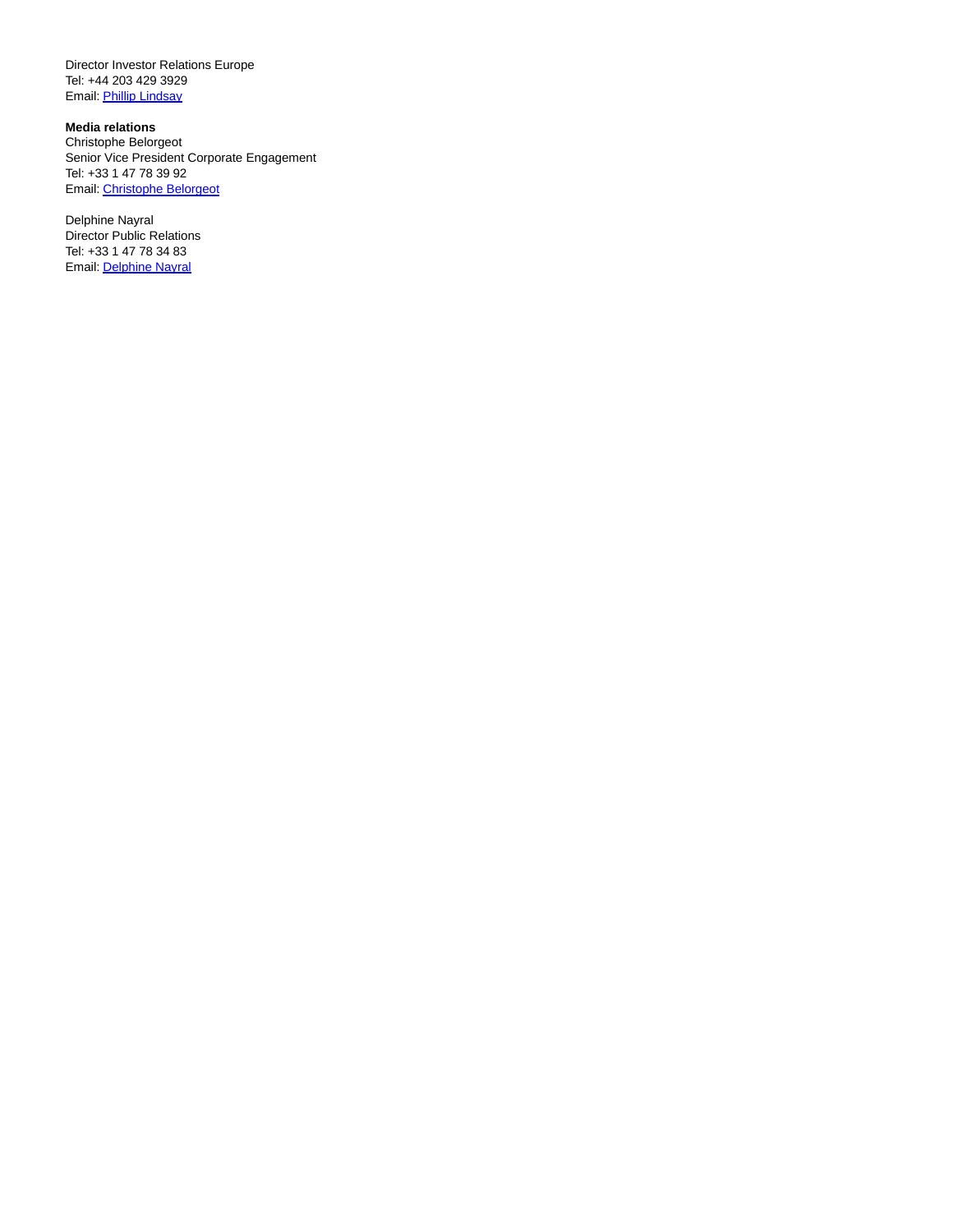Director Investor Relations Europe
Tel: +44 203 429 3929
Email: [Phillip Lindsay]

**Media relations**
Christophe Belorgeot
Senior Vice President Corporate Engagement
Tel: +33 1 47 78 39 92
Email: [Christophe Belorgeot]

Delphine Nayral
Director Public Relations
Tel: +33 1 47 78 34 83
Email: [Delphine Nayral]